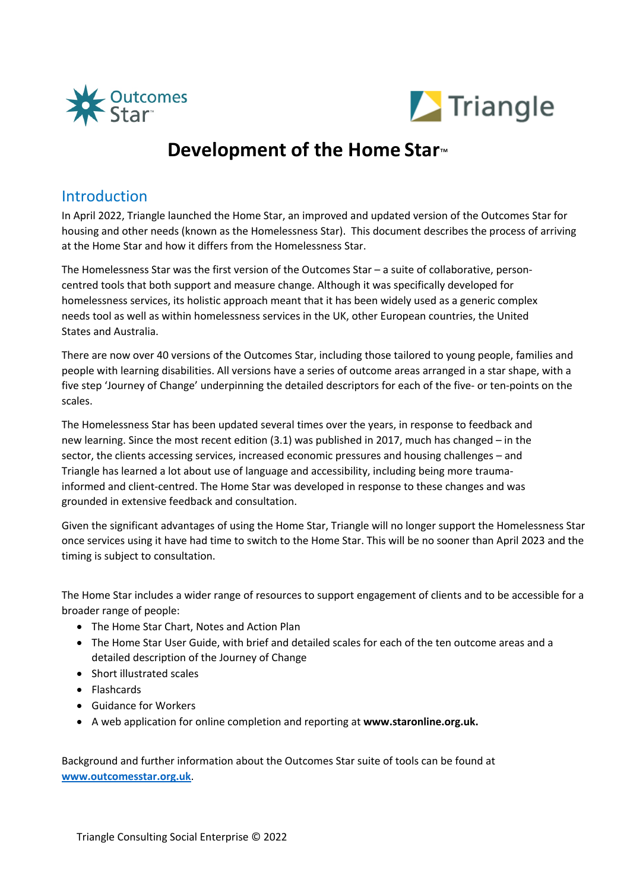# Development of the Home Star™

## Introduction

In April 2022, Triangle launched the Home Star, an improved and updated version of the Outcomes Star for housing and other needs (known as the Homelessness Star). This document describes the process of arriving at the Home Star and how it differs from the Homelessness Star.

The Homelessness Star was the first version of the Outcomes Star – a suite of collaborative, person-centred tools that both support and measure change. Although it was specifically developed for homelessness services, its holistic approach meant that it has been widely used as a generic complex needs tool as well as within homelessness services in the UK, other European countries, the United States and Australia.

There are now over 40 versions of the Outcomes Star, including those tailored to young people, families and people with learning disabilities. All versions have a series of outcome areas arranged in a star shape, with a five step 'Journey of Change' underpinning the detailed descriptors for each of the five- or ten-points on the scales.

The Homelessness Star has been updated several times over the years, in response to feedback and new learning. Since the most recent edition (3.1) was published in 2017, much has changed – in the sector, the clients accessing services, increased economic pressures and housing challenges – and Triangle has learned a lot about use of language and accessibility, including being more trauma-informed and client-centred. The Home Star was developed in response to these changes and was grounded in extensive feedback and consultation.

Given the significant advantages of using the Home Star, Triangle will no longer support the Homelessness Star once services using it have had time to switch to the Home Star. This will be no sooner than April 2023 and the timing is subject to consultation.

The Home Star includes a wider range of resources to support engagement of clients and to be accessible for a broader range of people:

- The Home Star Chart, Notes and Action Plan
- The Home Star User Guide, with brief and detailed scales for each of the ten outcome areas and a detailed description of the Journey of Change
- Short illustrated scales
- Flashcards
- Guidance for Workers
- A web application for online completion and reporting at **www.staronline.org.uk.**

Background and further information about the Outcomes Star suite of tools can be found at [www.outcomesstar.org.uk](http://www.outcomesstar.org.uk).

Triangle Consulting Social Enterprise © 2022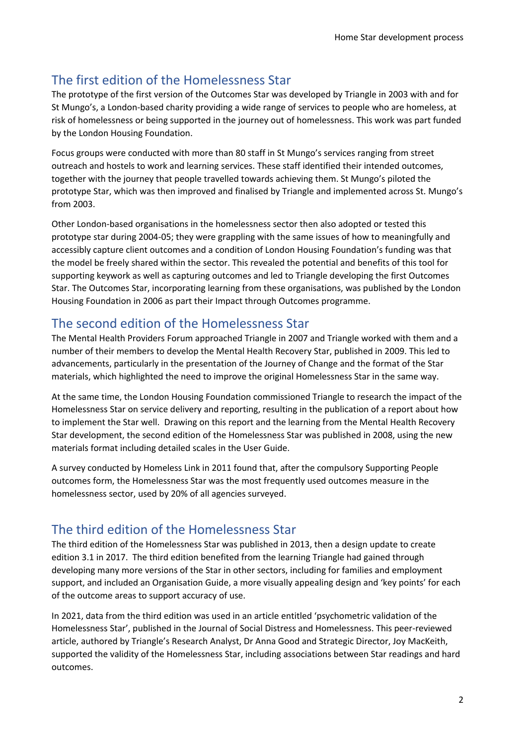## The first edition of the Homelessness Star

The prototype of the first version of the Outcomes Star was developed by Triangle in 2003 with and for St Mungo's, a London-based charity providing a wide range of services to people who are homeless, at risk of homelessness or being supported in the journey out of homelessness. This work was part funded by the London Housing Foundation.

Focus groups were conducted with more than 80 staff in St Mungo's services ranging from street outreach and hostels to work and learning services. These staff identified their intended outcomes, together with the journey that people travelled towards achieving them. St Mungo's piloted the prototype Star, which was then improved and finalised by Triangle and implemented across St. Mungo's from 2003.

Other London-based organisations in the homelessness sector then also adopted or tested this prototype star during 2004-05; they were grappling with the same issues of how to meaningfully and accessibly capture client outcomes and a condition of London Housing Foundation's funding was that the model be freely shared within the sector. This revealed the potential and benefits of this tool for supporting keywork as well as capturing outcomes and led to Triangle developing the first Outcomes Star. The Outcomes Star, incorporating learning from these organisations, was published by the London Housing Foundation in 2006 as part their Impact through Outcomes programme.

## The second edition of the Homelessness Star

The Mental Health Providers Forum approached Triangle in 2007 and Triangle worked with them and a number of their members to develop the Mental Health Recovery Star, published in 2009. This led to advancements, particularly in the presentation of the Journey of Change and the format of the Star materials, which highlighted the need to improve the original Homelessness Star in the same way.

At the same time, the London Housing Foundation commissioned Triangle to research the impact of the Homelessness Star on service delivery and reporting, resulting in the publication of a report about how to implement the Star well. Drawing on this report and the learning from the Mental Health Recovery Star development, the second edition of the Homelessness Star was published in 2008, using the new materials format including detailed scales in the User Guide.

A survey conducted by Homeless Link in 2011 found that, after the compulsory Supporting People outcomes form, the Homelessness Star was the most frequently used outcomes measure in the homelessness sector, used by 20% of all agencies surveyed.

## The third edition of the Homelessness Star

The third edition of the Homelessness Star was published in 2013, then a design update to create edition 3.1 in 2017. The third edition benefited from the learning Triangle had gained through developing many more versions of the Star in other sectors, including for families and employment support, and included an Organisation Guide, a more visually appealing design and 'key points' for each of the outcome areas to support accuracy of use.

In 2021, data from the third edition was used in an article entitled 'psychometric validation of the Homelessness Star', published in the Journal of Social Distress and Homelessness. This peer-reviewed article, authored by Triangle's Research Analyst, Dr Anna Good and Strategic Director, Joy MacKeith, supported the validity of the Homelessness Star, including associations between Star readings and hard outcomes.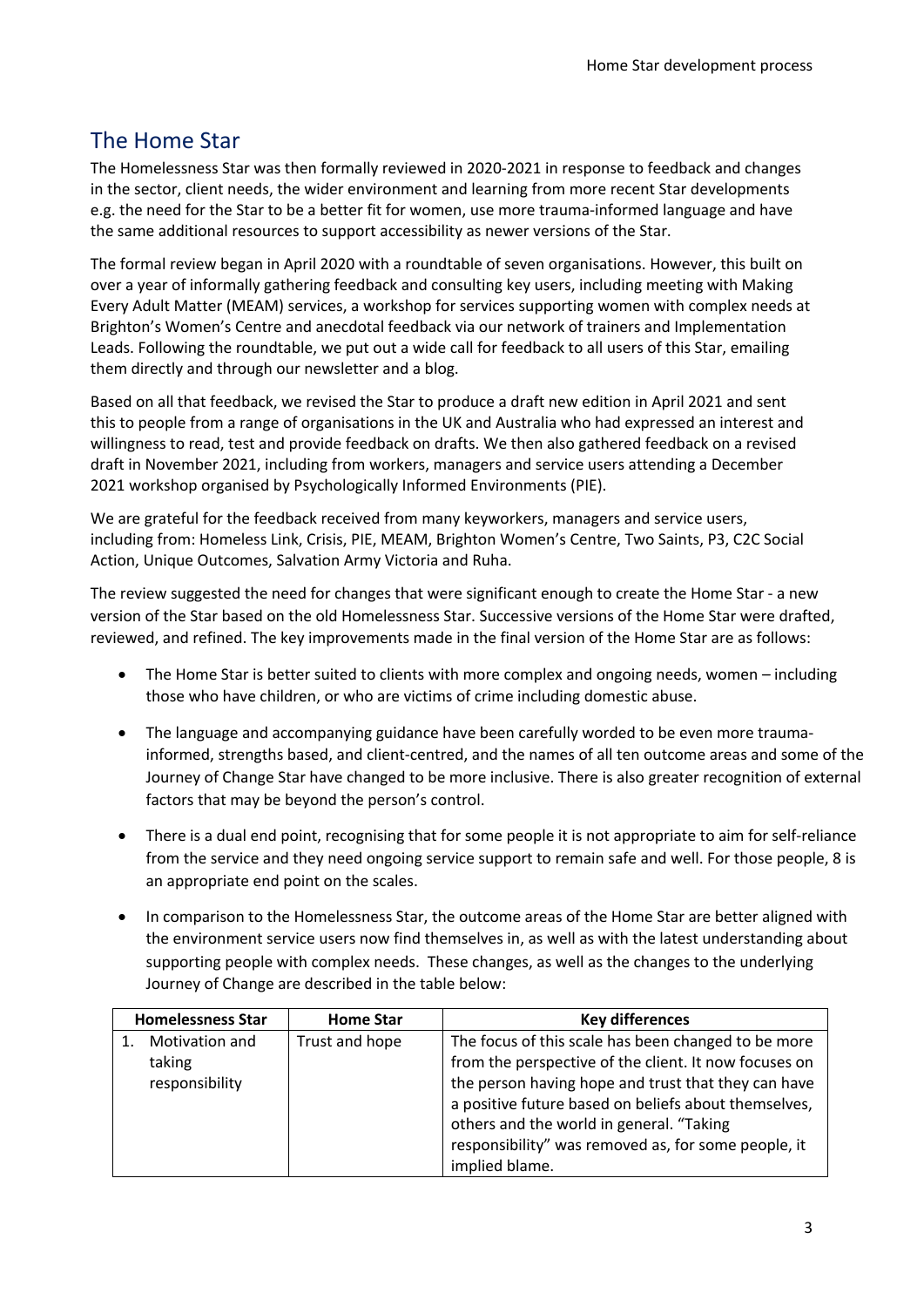## The Home Star

The Homelessness Star was then formally reviewed in 2020-2021 in response to feedback and changes in the sector, client needs, the wider environment and learning from more recent Star developments e.g. the need for the Star to be a better fit for women, use more trauma-informed language and have the same additional resources to support accessibility as newer versions of the Star.

The formal review began in April 2020 with a roundtable of seven organisations. However, this built on over a year of informally gathering feedback and consulting key users, including meeting with Making Every Adult Matter (MEAM) services, a workshop for services supporting women with complex needs at Brighton's Women's Centre and anecdotal feedback via our network of trainers and Implementation Leads. Following the roundtable, we put out a wide call for feedback to all users of this Star, emailing them directly and through our newsletter and a blog.

Based on all that feedback, we revised the Star to produce a draft new edition in April 2021 and sent this to people from a range of organisations in the UK and Australia who had expressed an interest and willingness to read, test and provide feedback on drafts. We then also gathered feedback on a revised draft in November 2021, including from workers, managers and service users attending a December 2021 workshop organised by Psychologically Informed Environments (PIE).

We are grateful for the feedback received from many keyworkers, managers and service users, including from: Homeless Link, Crisis, PIE, MEAM, Brighton Women's Centre, Two Saints, P3, C2C Social Action, Unique Outcomes, Salvation Army Victoria and Ruha.

The review suggested the need for changes that were significant enough to create the Home Star - a new version of the Star based on the old Homelessness Star. Successive versions of the Home Star were drafted, reviewed, and refined. The key improvements made in the final version of the Home Star are as follows:

- The Home Star is better suited to clients with more complex and ongoing needs, women – including those who have children, or who are victims of crime including domestic abuse.
- The language and accompanying guidance have been carefully worded to be even more trauma-informed, strengths based, and client-centred, and the names of all ten outcome areas and some of the Journey of Change Star have changed to be more inclusive. There is also greater recognition of external factors that may be beyond the person's control.
- There is a dual end point, recognising that for some people it is not appropriate to aim for self-reliance from the service and they need ongoing service support to remain safe and well. For those people, 8 is an appropriate end point on the scales.
- In comparison to the Homelessness Star, the outcome areas of the Home Star are better aligned with the environment service users now find themselves in, as well as with the latest understanding about supporting people with complex needs. These changes, as well as the changes to the underlying Journey of Change are described in the table below:

| Homelessness Star | Home Star | Key differences |
|---|---|---|
| 1. Motivation and taking responsibility | Trust and hope | The focus of this scale has been changed to be more from the perspective of the client. It now focuses on the person having hope and trust that they can have a positive future based on beliefs about themselves, others and the world in general. "Taking responsibility" was removed as, for some people, it implied blame. |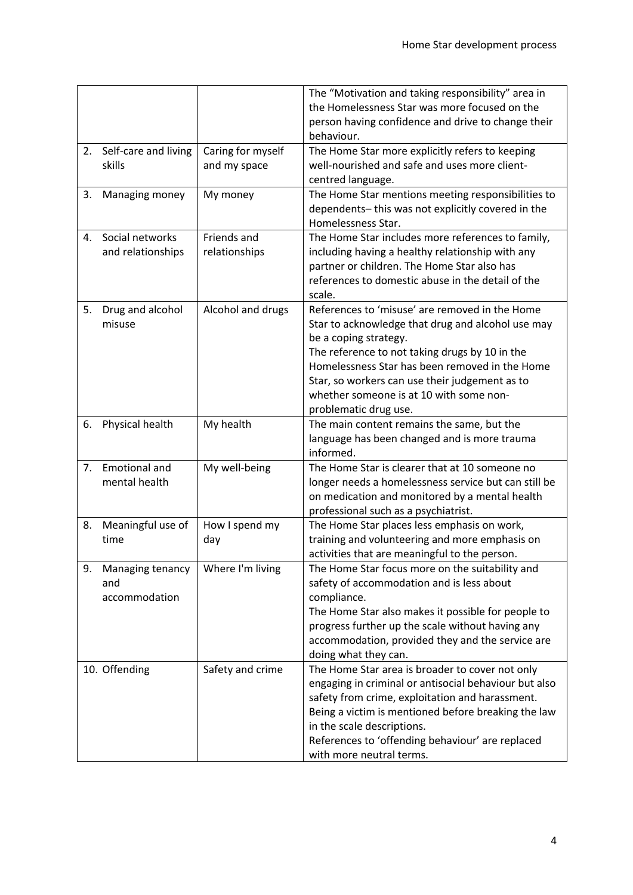| | | |
|---|---|---|
| | | The "Motivation and taking responsibility" area in the Homelessness Star was more focused on the person having confidence and drive to change their behaviour. |
| 2. Self-care and living skills | Caring for myself and my space | The Home Star more explicitly refers to keeping well-nourished and safe and uses more client-centred language. |
| 3. Managing money | My money | The Home Star mentions meeting responsibilities to dependents– this was not explicitly covered in the Homelessness Star. |
| 4. Social networks and relationships | Friends and relationships | The Home Star includes more references to family, including having a healthy relationship with any partner or children. The Home Star also has references to domestic abuse in the detail of the scale. |
| 5. Drug and alcohol misuse | Alcohol and drugs | References to 'misuse' are removed in the Home Star to acknowledge that drug and alcohol use may be a coping strategy.<br>The reference to not taking drugs by 10 in the Homelessness Star has been removed in the Home Star, so workers can use their judgement as to whether someone is at 10 with some non-problematic drug use. |
| 6. Physical health | My health | The main content remains the same, but the language has been changed and is more trauma informed. |
| 7. Emotional and mental health | My well-being | The Home Star is clearer that at 10 someone no longer needs a homelessness service but can still be on medication and monitored by a mental health professional such as a psychiatrist. |
| 8. Meaningful use of time | How I spend my day | The Home Star places less emphasis on work, training and volunteering and more emphasis on activities that are meaningful to the person. |
| 9. Managing tenancy and accommodation | Where I'm living | The Home Star focus more on the suitability and safety of accommodation and is less about compliance.<br>The Home Star also makes it possible for people to progress further up the scale without having any accommodation, provided they and the service are doing what they can. |
| 10. Offending | Safety and crime | The Home Star area is broader to cover not only engaging in criminal or antisocial behaviour but also safety from crime, exploitation and harassment. Being a victim is mentioned before breaking the law in the scale descriptions.<br>References to 'offending behaviour' are replaced with more neutral terms. |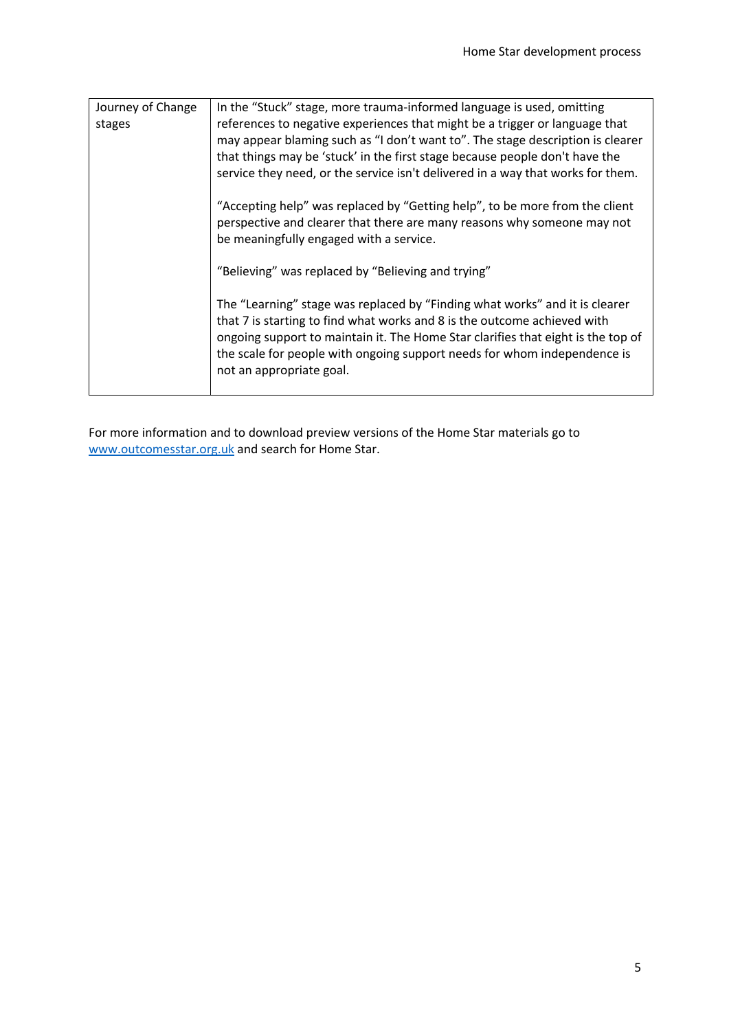| | |
|---|---|
| Journey of Change stages | In the "Stuck" stage, more trauma-informed language is used, omitting references to negative experiences that might be a trigger or language that may appear blaming such as "I don't want to". The stage description is clearer that things may be 'stuck' in the first stage because people don't have the service they need, or the service isn't delivered in a way that works for them.<br><br>"Accepting help" was replaced by "Getting help", to be more from the client perspective and clearer that there are many reasons why someone may not be meaningfully engaged with a service.<br><br>"Believing" was replaced by "Believing and trying"<br><br>The "Learning" stage was replaced by "Finding what works" and it is clearer that 7 is starting to find what works and 8 is the outcome achieved with ongoing support to maintain it. The Home Star clarifies that eight is the top of the scale for people with ongoing support needs for whom independence is not an appropriate goal. |

For more information and to download preview versions of the Home Star materials go to [www.outcomesstar.org.uk](http://www.outcomesstar.org.uk) and search for Home Star.